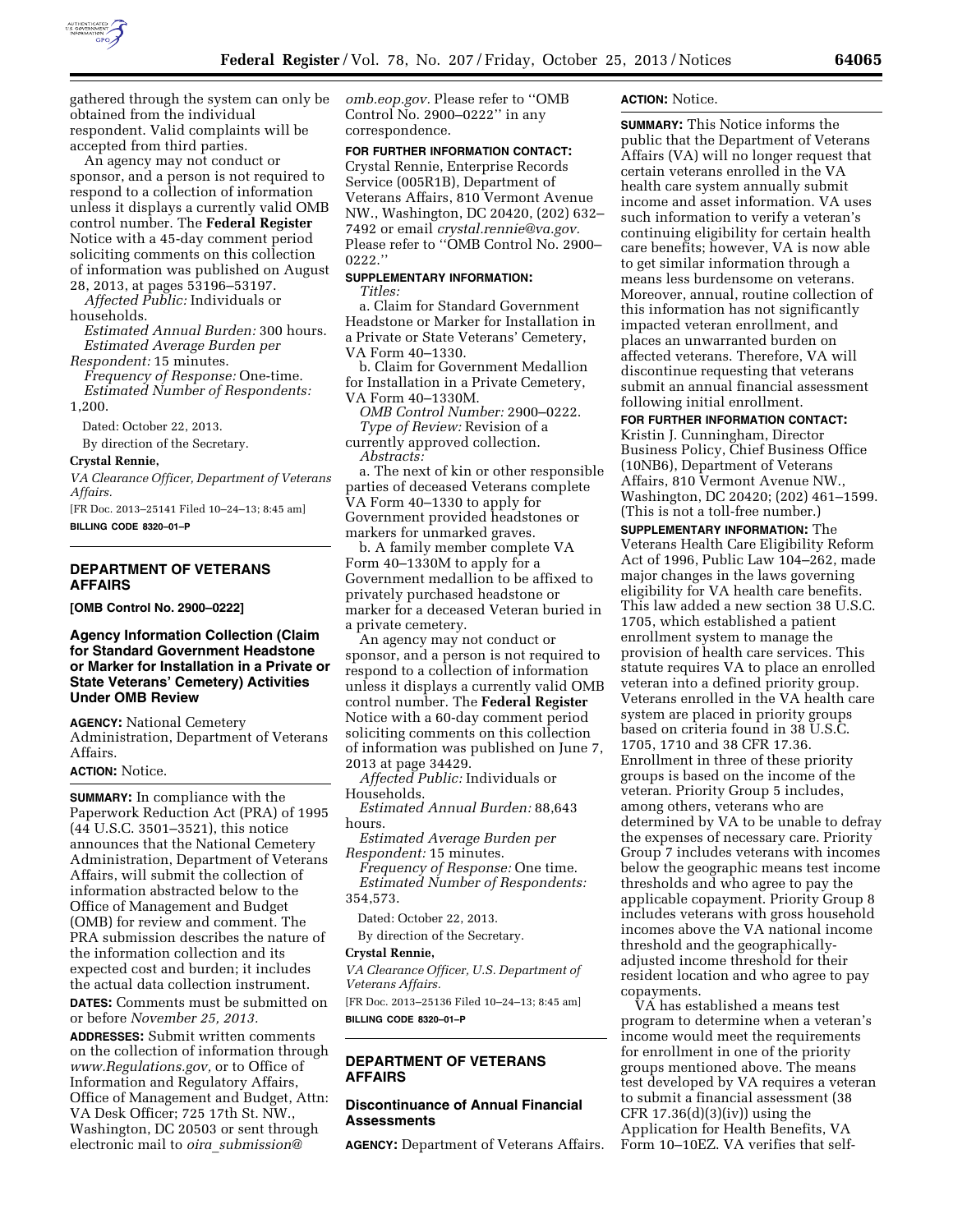gathered through the system can only be obtained from the individual respondent. Valid complaints will be accepted from third parties.

An agency may not conduct or sponsor, and a person is not required to respond to a collection of information unless it displays a currently valid OMB control number. The **Federal Register** Notice with a 45-day comment period soliciting comments on this collection of information was published on August 28, 2013, at pages 53196–53197.

*Affected Public:* Individuals or households.

*Estimated Annual Burden:* 300 hours.

*Estimated Average Burden per Respondent:* 15 minutes.

*Frequency of Response:* One-time.

*Estimated Number of Respondents:* 1,200.

Dated: October 22, 2013.

By direction of the Secretary.

**Crystal Rennie,**

*VA Clearance Officer, Department of Veterans Affairs.*

[FR Doc. 2013–25141 Filed 10–24–13; 8:45 am]

**BILLING CODE 8320–01–P**

## DEPARTMENT OF VETERANS AFFAIRS

**[OMB Control No. 2900–0222]**

### Agency Information Collection (Claim for Standard Government Headstone or Marker for Installation in a Private or State Veterans' Cemetery) Activities Under OMB Review

**AGENCY:** National Cemetery Administration, Department of Veterans Affairs.

**ACTION:** Notice.

**SUMMARY:** In compliance with the Paperwork Reduction Act (PRA) of 1995 (44 U.S.C. 3501–3521), this notice announces that the National Cemetery Administration, Department of Veterans Affairs, will submit the collection of information abstracted below to the Office of Management and Budget (OMB) for review and comment. The PRA submission describes the nature of the information collection and its expected cost and burden; it includes the actual data collection instrument.

**DATES:** Comments must be submitted on or before *November 25, 2013.*

**ADDRESSES:** Submit written comments on the collection of information through *www.Regulations.gov,* or to Office of Information and Regulatory Affairs, Office of Management and Budget, Attn: VA Desk Officer; 725 17th St. NW., Washington, DC 20503 or sent through electronic mail to *oira_submission@omb.eop.gov.* Please refer to ''OMB Control No. 2900–0222'' in any correspondence.

**FOR FURTHER INFORMATION CONTACT:** Crystal Rennie, Enterprise Records Service (005R1B), Department of Veterans Affairs, 810 Vermont Avenue NW., Washington, DC 20420, (202) 632–7492 or email *crystal.rennie@va.gov.* Please refer to ''OMB Control No. 2900–0222.''

**SUPPLEMENTARY INFORMATION:**

*Titles:*

a. Claim for Standard Government Headstone or Marker for Installation in a Private or State Veterans' Cemetery, VA Form 40–1330.

b. Claim for Government Medallion for Installation in a Private Cemetery, VA Form 40–1330M.

*OMB Control Number:* 2900–0222.

*Type of Review:* Revision of a currently approved collection.

*Abstracts:*

a. The next of kin or other responsible parties of deceased Veterans complete VA Form 40–1330 to apply for Government provided headstones or markers for unmarked graves.

b. A family member complete VA Form 40–1330M to apply for a Government medallion to be affixed to privately purchased headstone or marker for a deceased Veteran buried in a private cemetery.

An agency may not conduct or sponsor, and a person is not required to respond to a collection of information unless it displays a currently valid OMB control number. The **Federal Register** Notice with a 60-day comment period soliciting comments on this collection of information was published on June 7, 2013 at page 34429.

*Affected Public:* Individuals or Households.

*Estimated Annual Burden:* 88,643 hours.

*Estimated Average Burden per Respondent:* 15 minutes.

*Frequency of Response:* One time.

*Estimated Number of Respondents:* 354,573.

Dated: October 22, 2013.

By direction of the Secretary.

**Crystal Rennie,**

*VA Clearance Officer, U.S. Department of Veterans Affairs.*

[FR Doc. 2013–25136 Filed 10–24–13; 8:45 am]

**BILLING CODE 8320–01–P**

## DEPARTMENT OF VETERANS AFFAIRS

### Discontinuance of Annual Financial Assessments

**AGENCY:** Department of Veterans Affairs.

**ACTION:** Notice.

**SUMMARY:** This Notice informs the public that the Department of Veterans Affairs (VA) will no longer request that certain veterans enrolled in the VA health care system annually submit income and asset information. VA uses such information to verify a veteran's continuing eligibility for certain health care benefits; however, VA is now able to get similar information through a means less burdensome on veterans. Moreover, annual, routine collection of this information has not significantly impacted veteran enrollment, and places an unwarranted burden on affected veterans. Therefore, VA will discontinue requesting that veterans submit an annual financial assessment following initial enrollment.

**FOR FURTHER INFORMATION CONTACT:** Kristin J. Cunningham, Director Business Policy, Chief Business Office (10NB6), Department of Veterans Affairs, 810 Vermont Avenue NW., Washington, DC 20420; (202) 461–1599. (This is not a toll-free number.)

**SUPPLEMENTARY INFORMATION:** The Veterans Health Care Eligibility Reform Act of 1996, Public Law 104–262, made major changes in the laws governing eligibility for VA health care benefits. This law added a new section 38 U.S.C. 1705, which established a patient enrollment system to manage the provision of health care services. This statute requires VA to place an enrolled veteran into a defined priority group. Veterans enrolled in the VA health care system are placed in priority groups based on criteria found in 38 U.S.C. 1705, 1710 and 38 CFR 17.36. Enrollment in three of these priority groups is based on the income of the veteran. Priority Group 5 includes, among others, veterans who are determined by VA to be unable to defray the expenses of necessary care. Priority Group 7 includes veterans with incomes below the geographic means test income thresholds and who agree to pay the applicable copayment. Priority Group 8 includes veterans with gross household incomes above the VA national income threshold and the geographically-adjusted income threshold for their resident location and who agree to pay copayments.

VA has established a means test program to determine when a veteran's income would meet the requirements for enrollment in one of the priority groups mentioned above. The means test developed by VA requires a veteran to submit a financial assessment (38 CFR 17.36(d)(3)(iv)) using the Application for Health Benefits, VA Form 10–10EZ. VA verifies that self-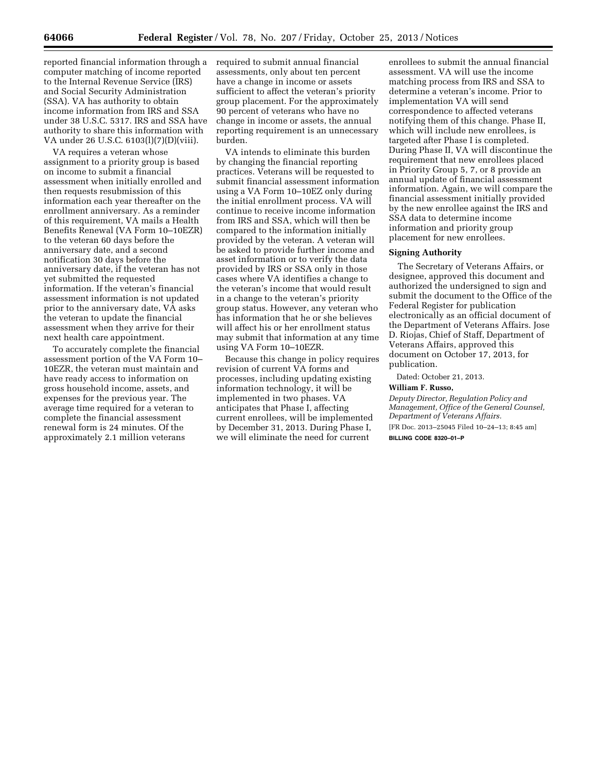reported financial information through a computer matching of income reported to the Internal Revenue Service (IRS) and Social Security Administration (SSA). VA has authority to obtain income information from IRS and SSA under 38 U.S.C. 5317. IRS and SSA have authority to share this information with VA under 26 U.S.C. 6103(l)(7)(D)(viii).

VA requires a veteran whose assignment to a priority group is based on income to submit a financial assessment when initially enrolled and then requests resubmission of this information each year thereafter on the enrollment anniversary. As a reminder of this requirement, VA mails a Health Benefits Renewal (VA Form 10–10EZR) to the veteran 60 days before the anniversary date, and a second notification 30 days before the anniversary date, if the veteran has not yet submitted the requested information. If the veteran's financial assessment information is not updated prior to the anniversary date, VA asks the veteran to update the financial assessment when they arrive for their next health care appointment.

To accurately complete the financial assessment portion of the VA Form 10–10EZR, the veteran must maintain and have ready access to information on gross household income, assets, and expenses for the previous year. The average time required for a veteran to complete the financial assessment renewal form is 24 minutes. Of the approximately 2.1 million veterans required to submit annual financial assessments, only about ten percent have a change in income or assets sufficient to affect the veteran's priority group placement. For the approximately 90 percent of veterans who have no change in income or assets, the annual reporting requirement is an unnecessary burden.

VA intends to eliminate this burden by changing the financial reporting practices. Veterans will be requested to submit financial assessment information using a VA Form 10–10EZ only during the initial enrollment process. VA will continue to receive income information from IRS and SSA, which will then be compared to the information initially provided by the veteran. A veteran will be asked to provide further income and asset information or to verify the data provided by IRS or SSA only in those cases where VA identifies a change to the veteran's income that would result in a change to the veteran's priority group status. However, any veteran who has information that he or she believes will affect his or her enrollment status may submit that information at any time using VA Form 10–10EZR.

Because this change in policy requires revision of current VA forms and processes, including updating existing information technology, it will be implemented in two phases. VA anticipates that Phase I, affecting current enrollees, will be implemented by December 31, 2013. During Phase I, we will eliminate the need for current enrollees to submit the annual financial assessment. VA will use the income matching process from IRS and SSA to determine a veteran's income. Prior to implementation VA will send correspondence to affected veterans notifying them of this change. Phase II, which will include new enrollees, is targeted after Phase I is completed. During Phase II, VA will discontinue the requirement that new enrollees placed in Priority Group 5, 7, or 8 provide an annual update of financial assessment information. Again, we will compare the financial assessment initially provided by the new enrollee against the IRS and SSA data to determine income information and priority group placement for new enrollees.

**Signing Authority**

The Secretary of Veterans Affairs, or designee, approved this document and authorized the undersigned to sign and submit the document to the Office of the Federal Register for publication electronically as an official document of the Department of Veterans Affairs. Jose D. Riojas, Chief of Staff, Department of Veterans Affairs, approved this document on October 17, 2013, for publication.

Dated: October 21, 2013.

**William F. Russo,**

*Deputy Director, Regulation Policy and Management, Office of the General Counsel, Department of Veterans Affairs.*

[FR Doc. 2013–25045 Filed 10–24–13; 8:45 am]

**BILLING CODE 8320–01–P**